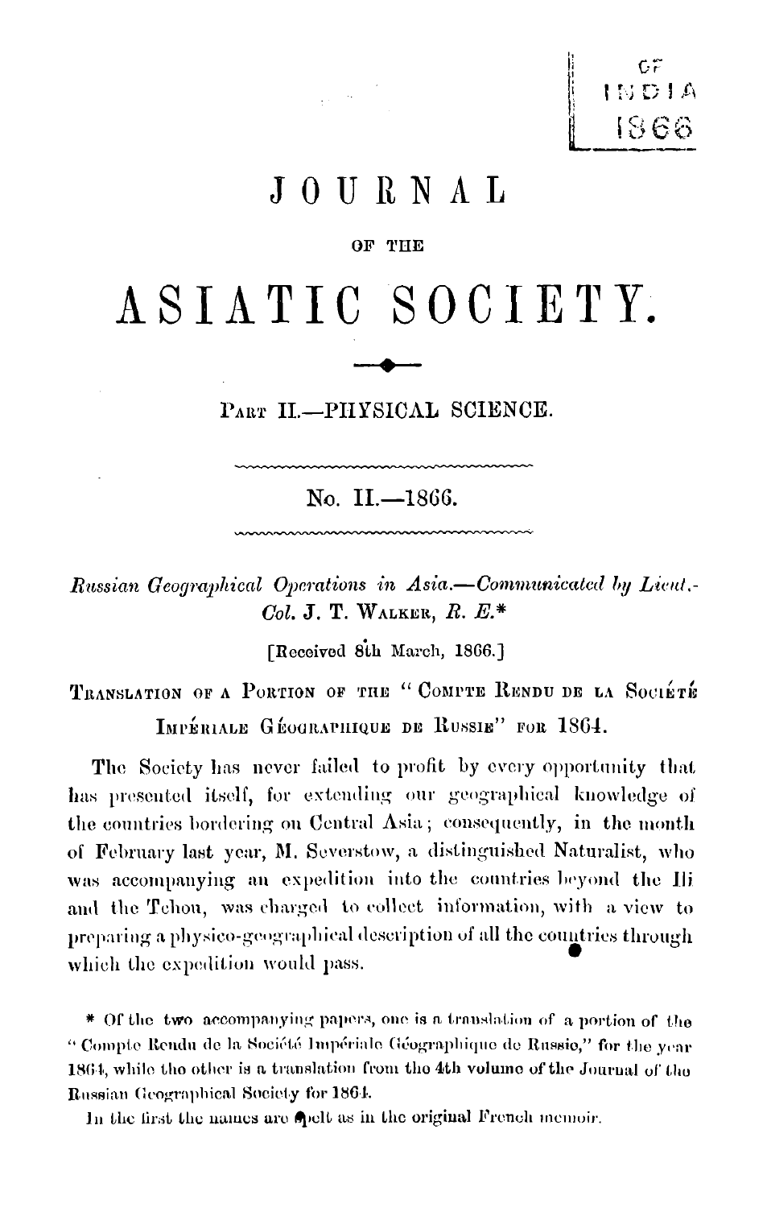# JOURNAL

OF THE

# ASIATIC SOCIETY.

## Part II.—PHYSICAL SCIENCE.

### No. II.—1866.

*Russian Geographical Operations in Asia.—Communicated by Lieut.-Col.* J. T. Walker, *R. E.**

[Received 8th March, 1866.]

Translation of a Portion of the "Compte Rendu de la Société Impériale Géographique de Russie" for 1864.

The Society has never failed to profit by every opportunity that has presented itself, for extending our geographical knowledge of the countries bordering on Central Asia; consequently, in the month of February last year, M. Severstow, a distinguished Naturalist, who was accompanying an expedition into the countries beyond the Ili and the Tchou, was charged to collect information, with a view to preparing a physico-geographical description of all the countries through which the expedition would pass.

* Of the two accompanying papers, one is a translation of a portion of the "Compte Rendu de la Société Impériale Géographique de Russie," for the year 1864, while the other is a translation from the 4th volume of the Journal of the Russian Geographical Society for 1864.

In the first the names are spelt as in the original French memoir.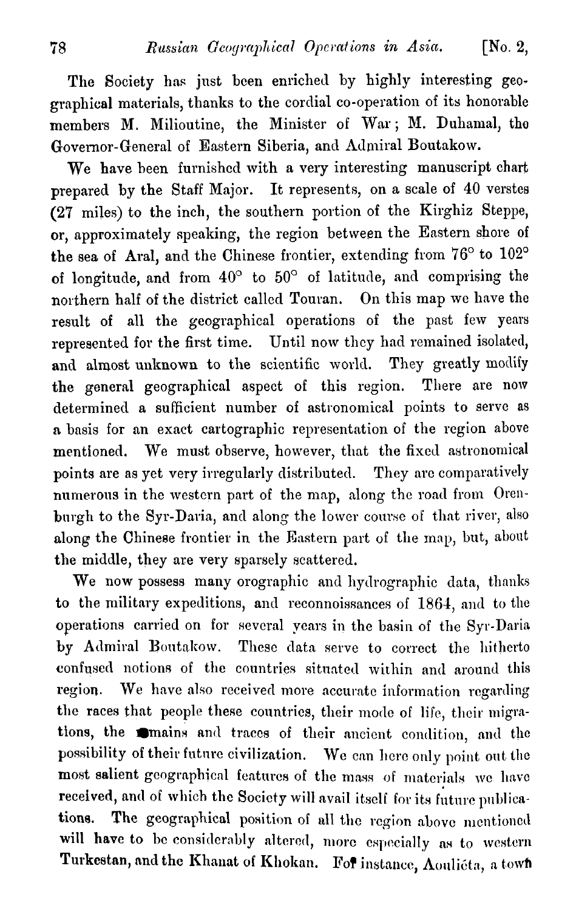The Society has just been enriched by highly interesting geographical materials, thanks to the cordial co-operation of its honorable members M. Milioutine, the Minister of War; M. Duhamal, the Governor-General of Eastern Siberia, and Admiral Boutakow.

We have been furnished with a very interesting manuscript chart prepared by the Staff Major. It represents, on a scale of 40 verstes (27 miles) to the inch, the southern portion of the Kirghiz Steppe, or, approximately speaking, the region between the Eastern shore of the sea of Aral, and the Chinese frontier, extending from 76° to 102° of longitude, and from 40° to 50° of latitude, and comprising the northern half of the district called Touran. On this map we have the result of all the geographical operations of the past few years represented for the first time. Until now they had remained isolated, and almost unknown to the scientific world. They greatly modify the general geographical aspect of this region. There are now determined a sufficient number of astronomical points to serve as a basis for an exact cartographic representation of the region above mentioned. We must observe, however, that the fixed astronomical points are as yet very irregularly distributed. They are comparatively numerous in the western part of the map, along the road from Orenburgh to the Syr-Daria, and along the lower course of that river, also along the Chinese frontier in the Eastern part of the map, but, about the middle, they are very sparsely scattered.

We now possess many orographic and hydrographic data, thanks to the military expeditions, and reconnoissances of 1864, and to the operations carried on for several years in the basin of the Syr-Daria by Admiral Boutakow. These data serve to correct the hitherto confused notions of the countries situated within and around this region. We have also received more accurate information regarding the races that people these countries, their mode of life, their migrations, the remains and traces of their ancient condition, and the possibility of their future civilization. We can here only point out the most salient geographical features of the mass of materials we have received, and of which the Society will avail itself for its future publications. The geographical position of all the region above mentioned will have to be considerably altered, more especially as to western Turkestan, and the Khanat of Khokan. For instance, Aouliéta, a town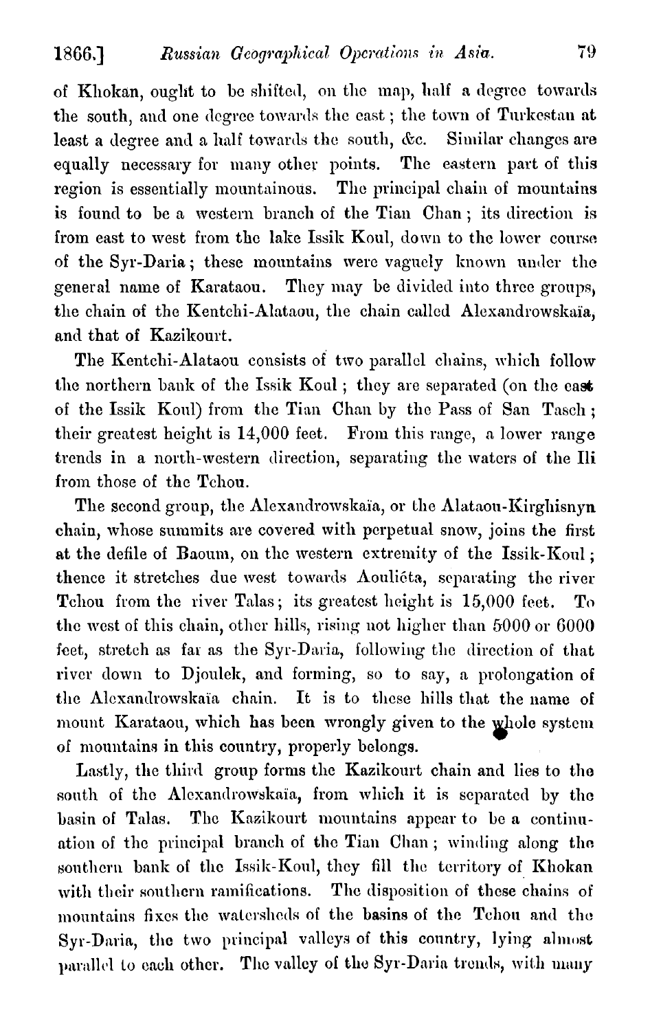of Khokan, ought to be shifted, on the map, half a degree towards the south, and one degree towards the east; the town of Turkestan at least a degree and a half towards the south, &c. Similar changes are equally necessary for many other points. The eastern part of this region is essentially mountainous. The principal chain of mountains is found to be a western branch of the Tian Chan; its direction is from east to west from the lake Issik Koul, down to the lower course of the Syr-Daria; these mountains were vaguely known under the general name of Karataou. They may be divided into three groups, the chain of the Kentchi-Alataou, the chain called Alexandrowskaïa, and that of Kazikourt.

The Kentchi-Alataou consists of two parallel chains, which follow the northern bank of the Issik Koul; they are separated (on the east of the Issik Koul) from the Tian Chan by the Pass of San Tasch; their greatest height is 14,000 feet. From this range, a lower range trends in a north-western direction, separating the waters of the Ili from those of the Tchou.

The second group, the Alexandrowskaïa, or the Alataou-Kirghisnyn chain, whose summits are covered with perpetual snow, joins the first at the defile of Baoum, on the western extremity of the Issik-Koul; thence it stretches due west towards Aouliéta, separating the river Tchou from the river Talas; its greatest height is 15,000 feet. To the west of this chain, other hills, rising not higher than 5000 or 6000 feet, stretch as far as the Syr-Daria, following the direction of that river down to Djoulek, and forming, so to say, a prolongation of the Alexandrowskaïa chain. It is to these hills that the name of mount Karataou, which has been wrongly given to the whole system of mountains in this country, properly belongs.

Lastly, the third group forms the Kazikourt chain and lies to the south of the Alexandrowskaïa, from which it is separated by the basin of Talas. The Kazikourt mountains appear to be a continuation of the principal branch of the Tian Chan; winding along the southern bank of the Issik-Koul, they fill the territory of Khokan with their southern ramifications. The disposition of these chains of mountains fixes the watersheds of the basins of the Tchou and the Syr-Daria, the two principal valleys of this country, lying almost parallel to each other. The valley of the Syr-Daria trends, with many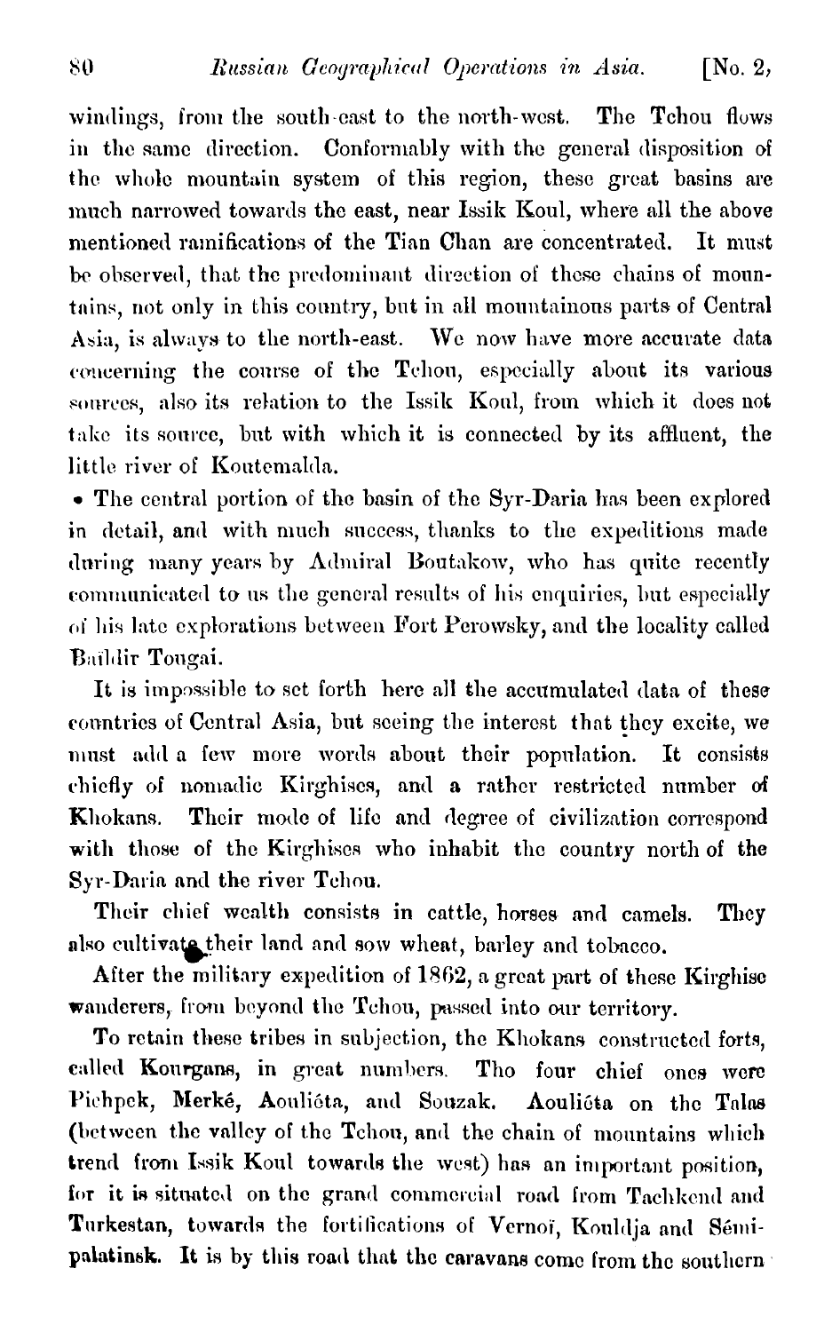windings, from the south-east to the north-west. The Tchou flows in the same direction. Conformably with the general disposition of the whole mountain system of this region, these great basins are much narrowed towards the east, near Issik Koul, where all the above mentioned ramifications of the Tian Chan are concentrated. It must be observed, that the predominant direction of these chains of mountains, not only in this country, but in all mountainous parts of Central Asia, is always to the north-east. We now have more accurate data concerning the course of the Tchou, especially about its various sources, also its relation to the Issik Koul, from which it does not take its source, but with which it is connected by its affluent, the little river of Koutemalda.

• The central portion of the basin of the Syr-Daria has been explored in detail, and with much success, thanks to the expeditions made during many years by Admiral Boutakow, who has quite recently communicated to us the general results of his enquiries, but especially of his late explorations between Fort Perowsky, and the locality called Baïldir Tougai.

It is impossible to set forth here all the accumulated data of these countries of Central Asia, but seeing the interest that they excite, we must add a few more words about their population. It consists chiefly of nomadic Kirghises, and a rather restricted number of Khokans. Their mode of life and degree of civilization correspond with those of the Kirghises who inhabit the country north of the Syr-Daria and the river Tchou.

Their chief wealth consists in cattle, horses and camels. They also cultivate their land and sow wheat, barley and tobacco.

After the military expedition of 1862, a great part of these Kirghise wanderers, from beyond the Tchou, passed into our territory.

To retain these tribes in subjection, the Khokans constructed forts, called Kourgans, in great numbers. The four chief ones were Pichpek, Merké, Aouliéta, and Souzak. Aouliéta on the Talas (between the valley of the Tchou, and the chain of mountains which trend from Issik Koul towards the west) has an important position, for it is situated on the grand commercial road from Tachkend and Turkestan, towards the fortifications of Vernoï, Kouldja and Sémipalatinsk. It is by this road that the caravans come from the southern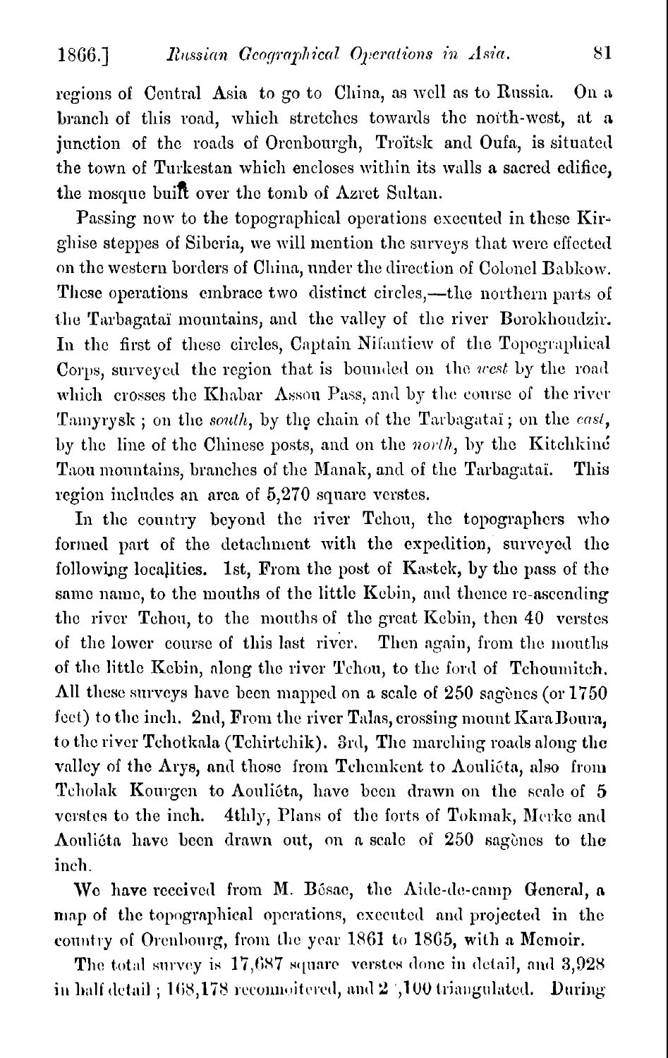regions of Central Asia to go to China, as well as to Russia. On a branch of this road, which stretches towards the north-west, at a junction of the roads of Orenbourgh, Troïtsk and Oufa, is situated the town of Turkestan which encloses within its walls a sacred edifice, the mosque built over the tomb of Azret Sultan.

Passing now to the topographical operations executed in these Kirghise steppes of Siberia, we will mention the surveys that were effected on the western borders of China, under the direction of Colonel Babkow. These operations embrace two distinct circles,—the northern parts of the Tarbagataï mountains, and the valley of the river Borokhoudzir. In the first of these circles, Captain Nifantiew of the Topographical Corps, surveyed the region that is bounded on the *west* by the road which crosses the Khabar Assou Pass, and by the course of the river Tamyrysk; on the *south*, by the chain of the Tarbagataï; on the *east*, by the line of the Chinese posts, and on the *north*, by the Kitchkiné Taou mountains, branches of the Manak, and of the Tarbagataï. This region includes an area of 5,270 square verstes.

In the country beyond the river Tchou, the topographers who formed part of the detachment with the expedition, surveyed the following localities. 1st, From the post of Kastek, by the pass of the same name, to the mouths of the little Kebin, and thence re-ascending the river Tchou, to the mouths of the great Kebin, then 40 verstes of the lower course of this last river. Then again, from the mouths of the little Kebin, along the river Tchou, to the ford of Tchoumitch. All these surveys have been mapped on a scale of 250 sagènes (or 1750 feet) to the inch. 2nd, From the river Talas, crossing mount Kara Boura, to the river Tchotkala (Tchirtchik). 3rd, The marching roads along the valley of the Arys, and those from Tchemkent to Aouliéta, also from Tcholak Kourgen to Aouliéta, have been drawn on the scale of 5 verstes to the inch. 4thly, Plans of the forts of Tokmak, Merke and Aouliéta have been drawn out, on a scale of 250 sagènes to the inch.

We have received from M. Bésac, the Aide-de-camp General, a map of the topographical operations, executed and projected in the country of Orenbourg, from the year 1861 to 1865, with a Memoir.

The total survey is 17,687 square verstes done in detail, and 3,928 in half detail; 168,178 reconnoitered, and 2 ,100 triangulated. During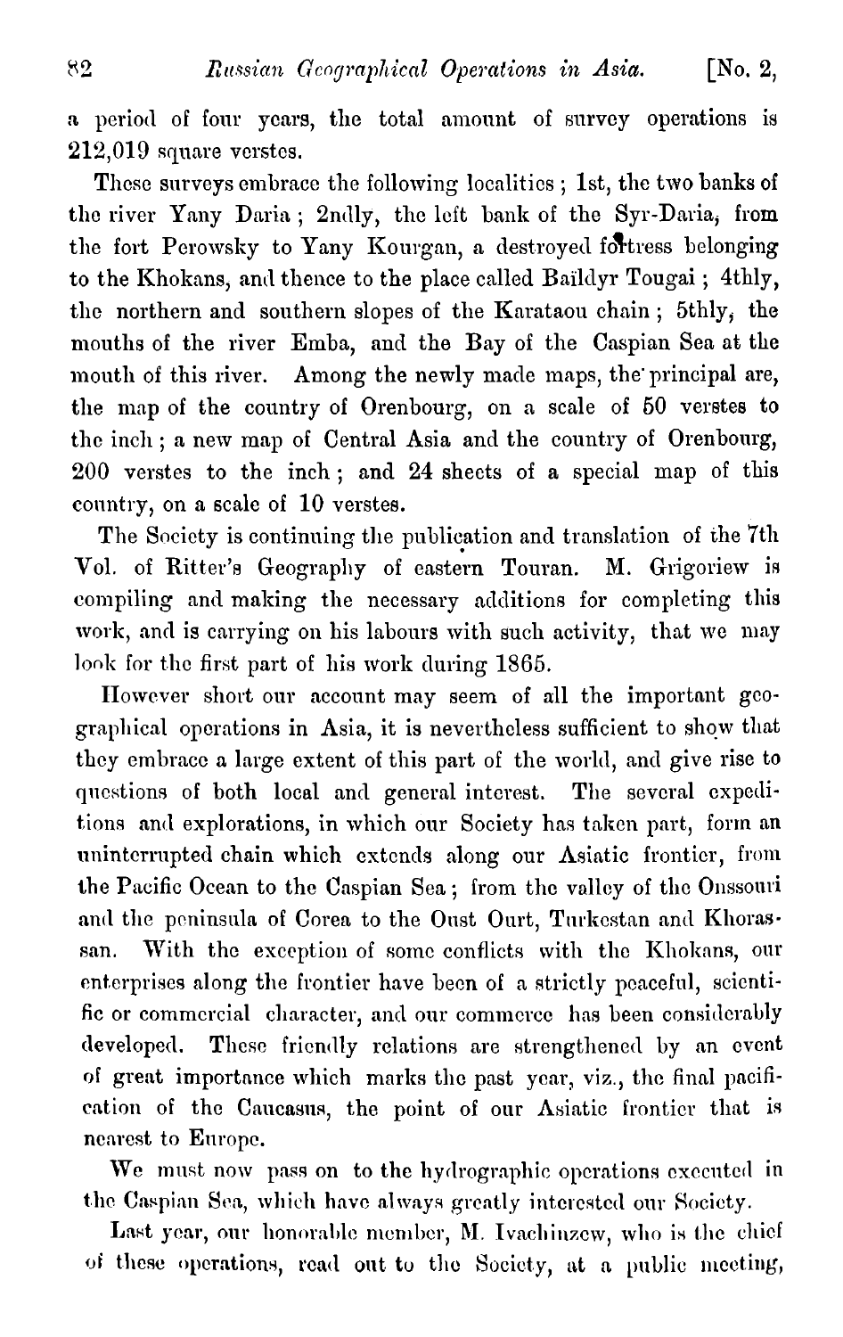a period of four years, the total amount of survey operations is 212,019 square verstes.

These surveys embrace the following localities; 1st, the two banks of the river Yany Daria; 2ndly, the left bank of the Syr-Daria, from the fort Perowsky to Yany Kourgan, a destroyed fortress belonging to the Khokans, and thence to the place called Baïldyr Tougai; 4thly, the northern and southern slopes of the Karataou chain; 5thly, the mouths of the river Emba, and the Bay of the Caspian Sea at the mouth of this river. Among the newly made maps, the principal are, the map of the country of Orenbourg, on a scale of 50 verstes to the inch; a new map of Central Asia and the country of Orenbourg, 200 verstes to the inch; and 24 sheets of a special map of this country, on a scale of 10 verstes.

The Society is continuing the publication and translation of the 7th Vol. of Ritter's Geography of eastern Touran. M. Grigoriew is compiling and making the necessary additions for completing this work, and is carrying on his labours with such activity, that we may look for the first part of his work during 1865.

However short our account may seem of all the important geographical operations in Asia, it is nevertheless sufficient to show that they embrace a large extent of this part of the world, and give rise to questions of both local and general interest. The several expeditions and explorations, in which our Society has taken part, form an uninterrupted chain which extends along our Asiatic frontier, from the Pacific Ocean to the Caspian Sea; from the valley of the Onssouri and the peninsula of Corea to the Oust Ourt, Turkestan and Khorassan. With the exception of some conflicts with the Khokans, our enterprises along the frontier have been of a strictly peaceful, scientific or commercial character, and our commerce has been considerably developed. These friendly relations are strengthened by an event of great importance which marks the past year, viz., the final pacification of the Caucasus, the point of our Asiatic frontier that is nearest to Europe.

We must now pass on to the hydrographic operations executed in the Caspian Sea, which have always greatly interested our Society.

Last year, our honorable member, M. Ivachinzew, who is the chief of these operations, read out to the Society, at a public meeting,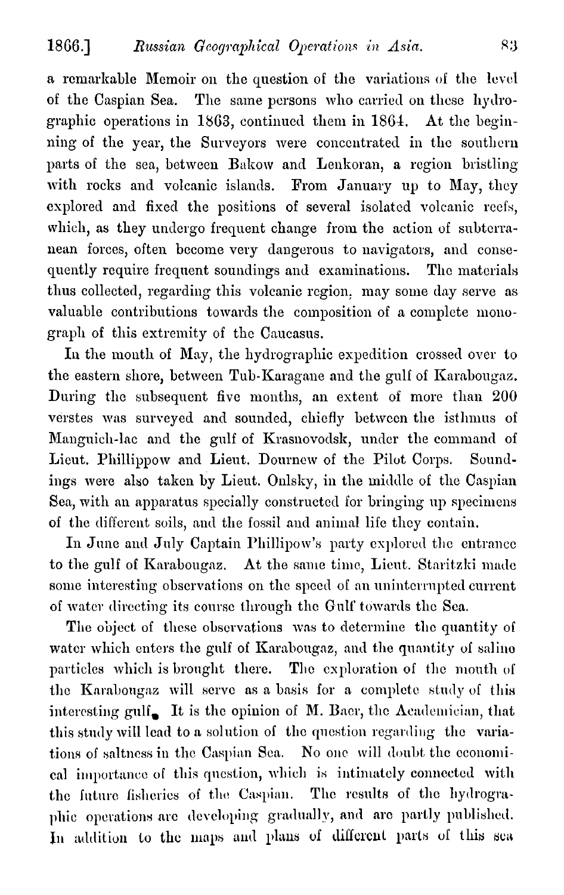a remarkable Memoir on the question of the variations of the level of the Caspian Sea. The same persons who carried on these hydrographic operations in 1863, continued them in 1864. At the beginning of the year, the Surveyors were concentrated in the southern parts of the sea, between Bakow and Lenkoran, a region bristling with rocks and volcanic islands. From January up to May, they explored and fixed the positions of several isolated volcanic reefs, which, as they undergo frequent change from the action of subterranean forces, often become very dangerous to navigators, and consequently require frequent soundings and examinations. The materials thus collected, regarding this volcanic region, may some day serve as valuable contributions towards the composition of a complete monograph of this extremity of the Caucasus.

In the month of May, the hydrographic expedition crossed over to the eastern shore, between Tub-Karagane and the gulf of Karabougaz. During the subsequent five months, an extent of more than 200 verstes was surveyed and sounded, chiefly between the isthmus of Manguich-lac and the gulf of Krasnovodsk, under the command of Lieut. Phillippow and Lieut. Dournew of the Pilot Corps. Soundings were also taken by Lieut. Onlsky, in the middle of the Caspian Sea, with an apparatus specially constructed for bringing up specimens of the different soils, and the fossil and animal life they contain.

In June and July Captain Phillipow's party explored the entrance to the gulf of Karabougaz. At the same time, Lieut. Staritzki made some interesting observations on the speed of an uninterrupted current of water directing its course through the Gulf towards the Sea.

The object of these observations was to determine the quantity of water which enters the gulf of Karabougaz, and the quantity of saline particles which is brought there. The exploration of the mouth of the Karabougaz will serve as a basis for a complete study of this interesting gulf. It is the opinion of M. Baer, the Academician, that this study will lead to a solution of the question regarding the variations of saltness in the Caspian Sea. No one will doubt the economical importance of this question, which is intimately connected with the future fisheries of the Caspian. The results of the hydrographic operations are developing gradually, and are partly published. In addition to the maps and plans of different parts of this sea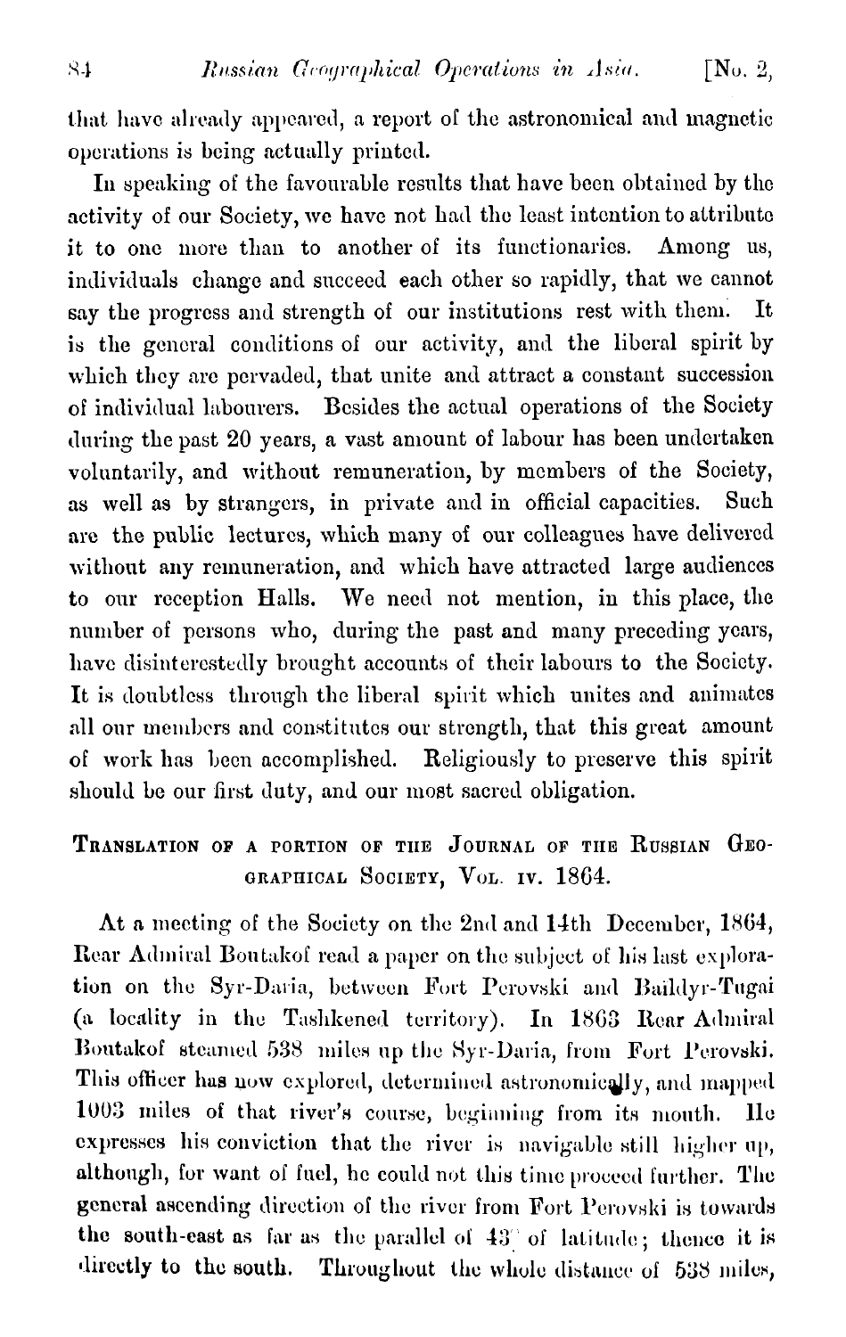that have already appeared, a report of the astronomical and magnetic operations is being actually printed.

In speaking of the favourable results that have been obtained by the activity of our Society, we have not had the least intention to attribute it to one more than to another of its functionaries. Among us, individuals change and succeed each other so rapidly, that we cannot say the progress and strength of our institutions rest with them. It is the general conditions of our activity, and the liberal spirit by which they are pervaded, that unite and attract a constant succession of individual labourers. Besides the actual operations of the Society during the past 20 years, a vast amount of labour has been undertaken voluntarily, and without remuneration, by members of the Society, as well as by strangers, in private and in official capacities. Such are the public lectures, which many of our colleagues have delivered without any remuneration, and which have attracted large audiences to our reception Halls. We need not mention, in this place, the number of persons who, during the past and many preceding years, have disinterestedly brought accounts of their labours to the Society. It is doubtless through the liberal spirit which unites and animates all our members and constitutes our strength, that this great amount of work has been accomplished. Religiously to preserve this spirit should be our first duty, and our most sacred obligation.

## Translation of a portion of the Journal of the Russian Geographical Society, Vol. iv. 1864.

At a meeting of the Society on the 2nd and 14th December, 1864, Rear Admiral Boutakof read a paper on the subject of his last exploration on the Syr-Daria, between Fort Perovski and Baildyr-Tugai (a locality in the Tashkened territory). In 1863 Rear Admiral Boutakof steamed 538 miles up the Syr-Daria, from Fort Perovski. This officer has now explored, determined astronomically, and mapped 1003 miles of that river's course, beginning from its mouth. He expresses his conviction that the river is navigable still higher up, although, for want of fuel, he could not this time proceed further. The general ascending direction of the river from Fort Perovski is towards the south-east as far as the parallel of 43° of latitude; thence it is directly to the south. Throughout the whole distance of 538 miles,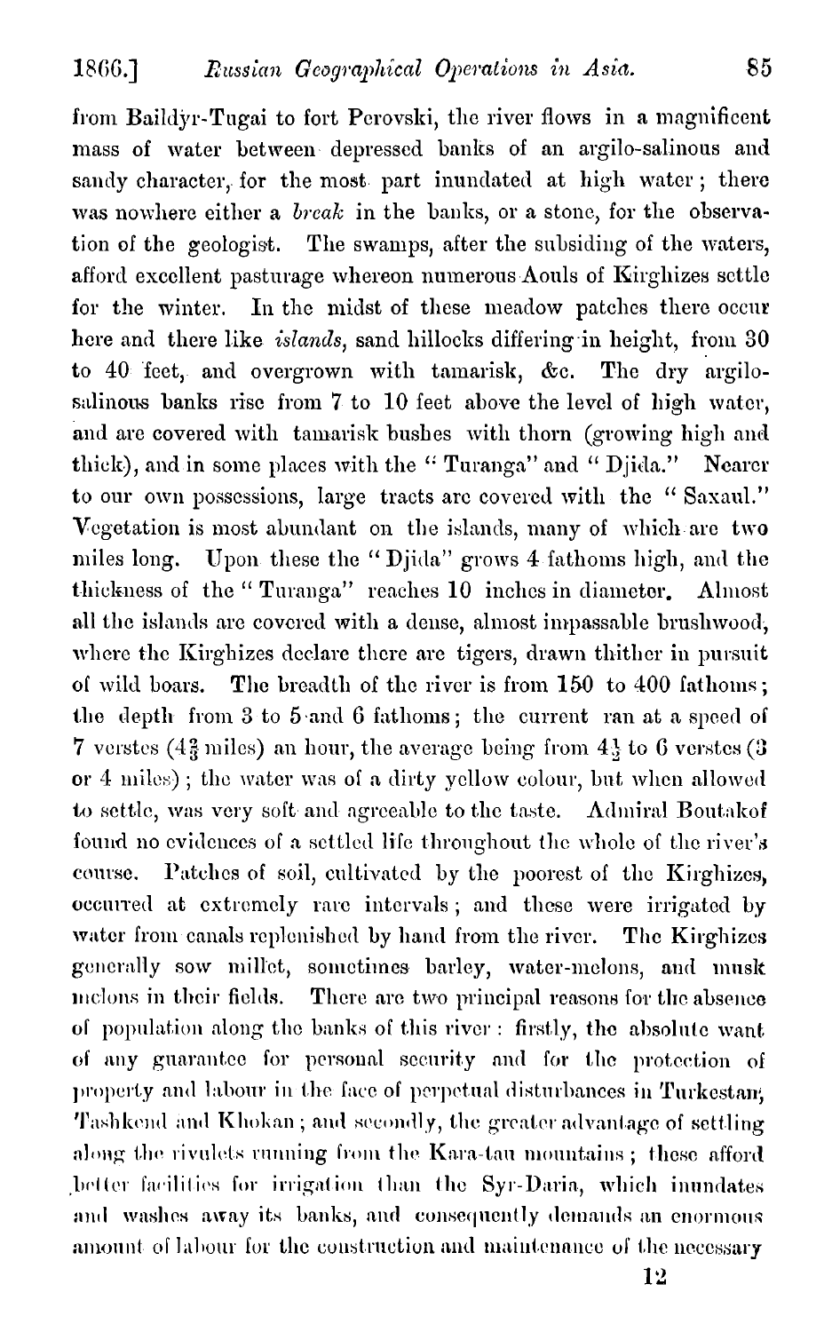from Baildyr-Tugai to fort Perovski, the river flows in a magnificent mass of water between depressed banks of an argilo-salinous and sandy character, for the most part inundated at high water; there was nowhere either a *break* in the banks, or a stone, for the observation of the geologist. The swamps, after the subsiding of the waters, afford excellent pasturage whereon numerous Aouls of Kirghizes settle for the winter. In the midst of these meadow patches there occur here and there like *islands*, sand hillocks differing in height, from 30 to 40 feet, and overgrown with tamarisk, &c. The dry argilo-salinous banks rise from 7 to 10 feet above the level of high water, and are covered with tamarisk bushes with thorn (growing high and thick), and in some places with the "Turanga" and "Djida." Nearer to our own possessions, large tracts are covered with the "Saxaul." Vegetation is most abundant on the islands, many of which are two miles long. Upon these the "Djida" grows 4 fathoms high, and the thickness of the "Turanga" reaches 10 inches in diameter. Almost all the islands are covered with a dense, almost impassable brushwood, where the Kirghizes declare there are tigers, drawn thither in pursuit of wild boars. The breadth of the river is from 150 to 400 fathoms; the depth from 3 to 5 and 6 fathoms; the current ran at a speed of 7 verstes ($4\frac{2}{3}$ miles) an hour, the average being from $4\frac{1}{2}$ to 6 verstes (3 or 4 miles); the water was of a dirty yellow colour, but when allowed to settle, was very soft and agreeable to the taste. Admiral Boutakof found no evidences of a settled life throughout the whole of the river's course. Patches of soil, cultivated by the poorest of the Kirghizes, occurred at extremely rare intervals; and these were irrigated by water from canals replenished by hand from the river. The Kirghizes generally sow millet, sometimes barley, water-melons, and musk melons in their fields. There are two principal reasons for the absence of population along the banks of this river: firstly, the absolute want of any guarantee for personal security and for the protection of property and labour in the face of perpetual disturbances in Turkestan, Tashkend and Khokan; and secondly, the greater advantage of settling along the rivulets running from the Kara-tau mountains; these afford better facilities for irrigation than the Syr-Daria, which inundates and washes away its banks, and consequently demands an enormous amount of labour for the construction and maintenance of the necessary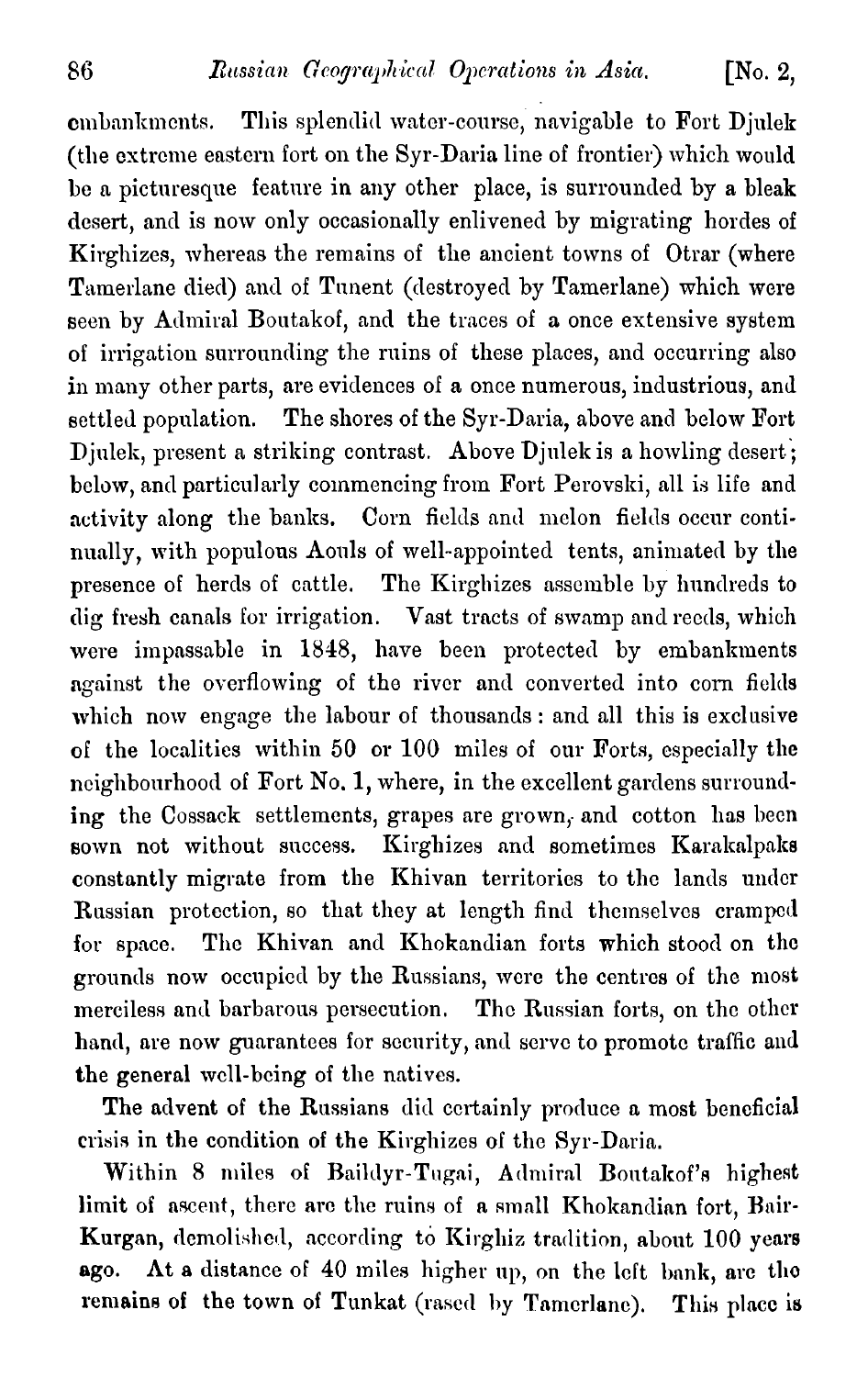embankments. This splendid water-course, navigable to Fort Djulek (the extreme eastern fort on the Syr-Daria line of frontier) which would be a picturesque feature in any other place, is surrounded by a bleak desert, and is now only occasionally enlivened by migrating hordes of Kirghizes, whereas the remains of the ancient towns of Otrar (where Tamerlane died) and of Tunent (destroyed by Tamerlane) which were seen by Admiral Boutakof, and the traces of a once extensive system of irrigation surrounding the ruins of these places, and occurring also in many other parts, are evidences of a once numerous, industrious, and settled population. The shores of the Syr-Daria, above and below Fort Djulek, present a striking contrast. Above Djulek is a howling desert; below, and particularly commencing from Fort Perovski, all is life and activity along the banks. Corn fields and melon fields occur continually, with populous Aouls of well-appointed tents, animated by the presence of herds of cattle. The Kirghizes assemble by hundreds to dig fresh canals for irrigation. Vast tracts of swamp and reeds, which were impassable in 1848, have been protected by embankments against the overflowing of the river and converted into corn fields which now engage the labour of thousands: and all this is exclusive of the localities within 50 or 100 miles of our Forts, especially the neighbourhood of Fort No. 1, where, in the excellent gardens surrounding the Cossack settlements, grapes are grown, and cotton has been sown not without success. Kirghizes and sometimes Karakalpaks constantly migrate from the Khivan territories to the lands under Russian protection, so that they at length find themselves cramped for space. The Khivan and Khokandian forts which stood on the grounds now occupied by the Russians, were the centres of the most merciless and barbarous persecution. The Russian forts, on the other hand, are now guarantees for security, and serve to promote traffic and the general well-being of the natives.

The advent of the Russians did certainly produce a most beneficial crisis in the condition of the Kirghizes of the Syr-Daria.

Within 8 miles of Baildyr-Tugai, Admiral Boutakof's highest limit of ascent, there are the ruins of a small Khokandian fort, Bair-Kurgan, demolished, according to Kirghiz tradition, about 100 years ago. At a distance of 40 miles higher up, on the left bank, are the remains of the town of Tunkat (rased by Tamerlane). This place is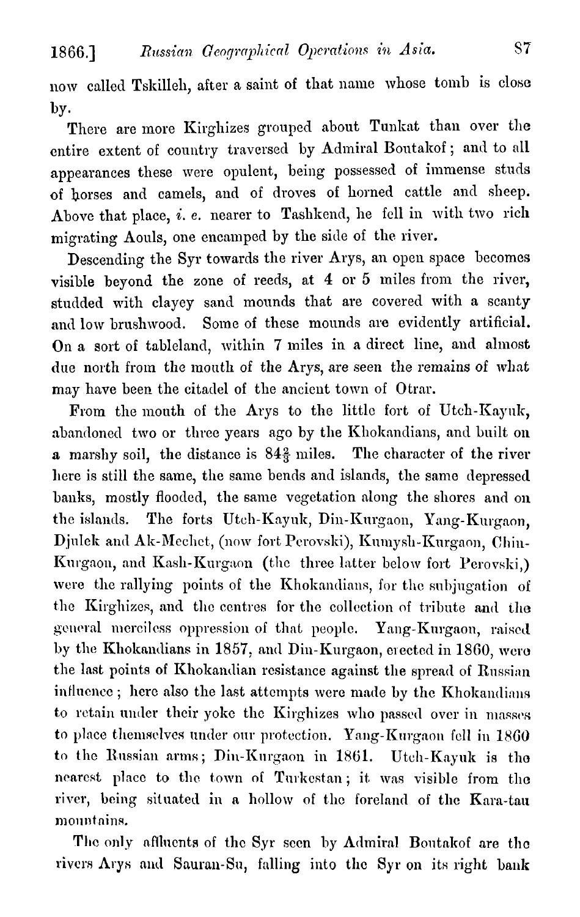now called Tskilleh, after a saint of that name whose tomb is close by.

There are more Kirghizes grouped about Tunkat than over the entire extent of country traversed by Admiral Boutakof; and to all appearances these were opulent, being possessed of immense studs of horses and camels, and of droves of horned cattle and sheep. Above that place, *i. e.* nearer to Tashkend, he fell in with two rich migrating Aouls, one encamped by the side of the river.

Descending the Syr towards the river Arys, an open space becomes visible beyond the zone of reeds, at 4 or 5 miles from the river, studded with clayey sand mounds that are covered with a scanty and low brushwood. Some of these mounds are evidently artificial. On a sort of tableland, within 7 miles in a direct line, and almost due north from the mouth of the Arys, are seen the remains of what may have been the citadel of the ancient town of Otrar.

From the mouth of the Arys to the little fort of Utch-Kayuk, abandoned two or three years ago by the Khokandians, and built on a marshy soil, the distance is $84\frac{2}{3}$ miles. The character of the river here is still the same, the same bends and islands, the same depressed banks, mostly flooded, the same vegetation along the shores and on the islands. The forts Utch-Kayuk, Din-Kurgaon, Yang-Kurgaon, Djulek and Ak-Mechet, (now fort Perovski), Kumysh-Kurgaon, Chin-Kurgaon, and Kash-Kurgaon (the three latter below fort Perovski,) were the rallying points of the Khokandians, for the subjugation of the Kirghizes, and the centres for the collection of tribute and the general merciless oppression of that people. Yang-Kurgaon, raised by the Khokandians in 1857, and Din-Kurgaon, erected in 1860, were the last points of Khokandian resistance against the spread of Russian influence; here also the last attempts were made by the Khokandians to retain under their yoke the Kirghizes who passed over in masses to place themselves under our protection. Yang-Kurgaon fell in 1860 to the Russian arms; Din-Kurgaon in 1861. Utch-Kayuk is the nearest place to the town of Turkestan; it was visible from the river, being situated in a hollow of the foreland of the Kara-tau mountains.

The only affluents of the Syr seen by Admiral Boutakof are the rivers Arys and Sauran-Su, falling into the Syr on its right bank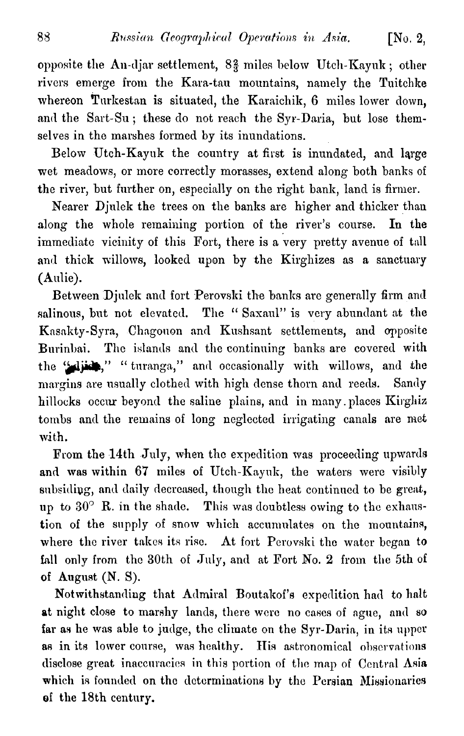opposite the An-djar settlement, 8⅜ miles below Utch-Kayuk; other rivers emerge from the Kara-tau mountains, namely the Tuitchke whereon Turkestan is situated, the Karaichik, 6 miles lower down, and the Sart-Su; these do not reach the Syr-Daria, but lose themselves in the marshes formed by its inundations.

Below Utch-Kayuk the country at first is inundated, and large wet meadows, or more correctly morasses, extend along both banks of the river, but further on, especially on the right bank, land is firmer.

Nearer Djulek the trees on the banks are higher and thicker than along the whole remaining portion of the river's course. In the immediate vicinity of this Fort, there is a very pretty avenue of tall and thick willows, looked upon by the Kirghizes as a sanctuary (Aulie).

Between Djulek and fort Perovski the banks are generally firm and salinous, but not elevated. The "Saxaul" is very abundant at the Kasakty-Syra, Chagouon and Kushsant settlements, and opposite Burinbai. The islands and the continuing banks are covered with the "djida," "turanga," and occasionally with willows, and the margins are usually clothed with high dense thorn and reeds. Sandy hillocks occur beyond the saline plains, and in many places Kirghiz tombs and the remains of long neglected irrigating canals are met with.

From the 14th July, when the expedition was proceeding upwards and was within 67 miles of Utch-Kayuk, the waters were visibly subsiding, and daily decreased, though the heat continued to be great, up to 30° R. in the shade. This was doubtless owing to the exhaustion of the supply of snow which accumulates on the mountains, where the river takes its rise. At fort Perovski the water began to fall only from the 30th of July, and at Fort No. 2 from the 5th of of August (N. S).

Notwithstanding that Admiral Boutakof's expedition had to halt at night close to marshy lands, there were no cases of ague, and so far as he was able to judge, the climate on the Syr-Daria, in its upper as in its lower course, was healthy. His astronomical observations disclose great inaccuracies in this portion of the map of Central Asia which is founded on the determinations by the Persian Missionaries of the 18th century.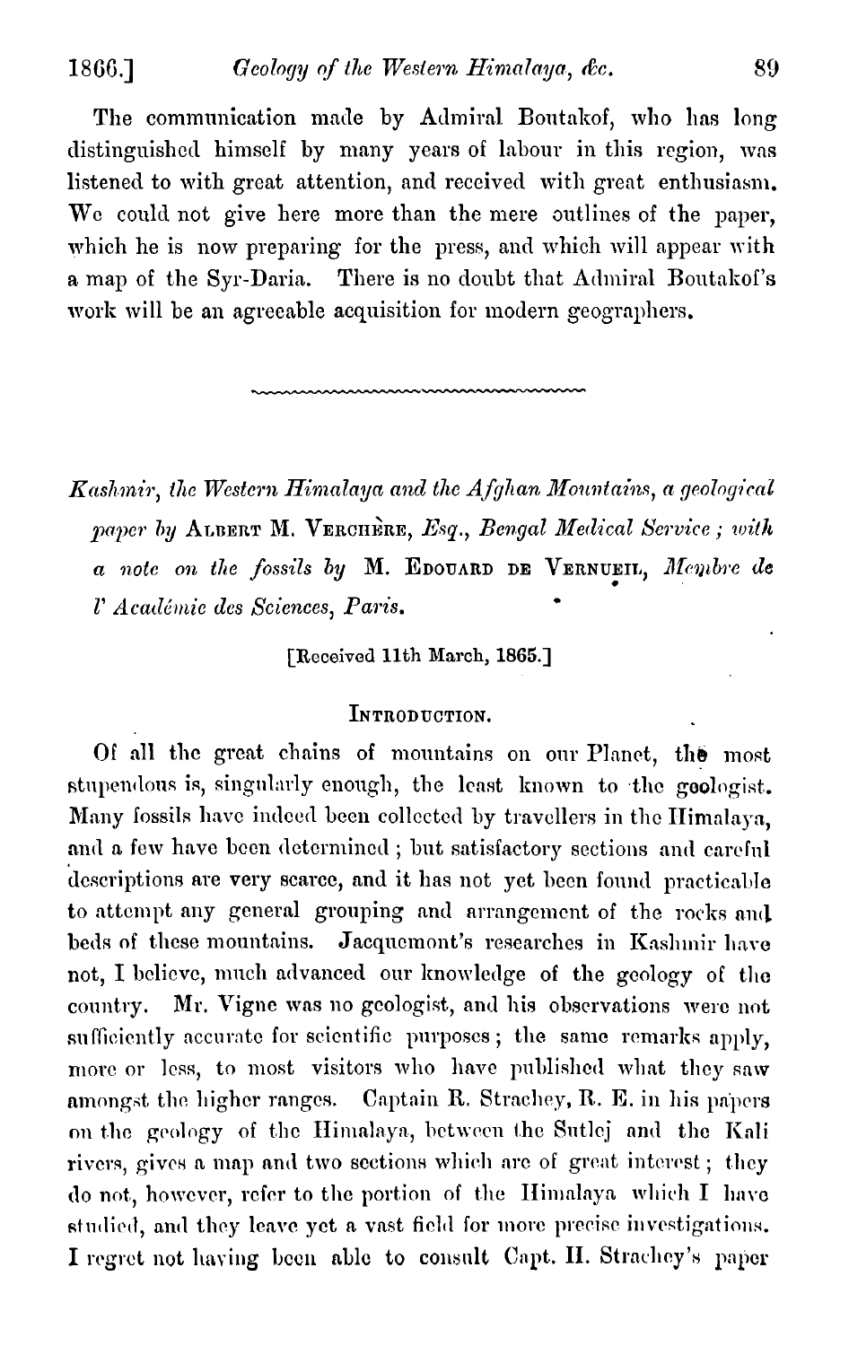The communication made by Admiral Boutakof, who has long distinguished himself by many years of labour in this region, was listened to with great attention, and received with great enthusiasm. We could not give here more than the mere outlines of the paper, which he is now preparing for the press, and which will appear with a map of the Syr-Daria. There is no doubt that Admiral Boutakof's work will be an agreeable acquisition for modern geographers.

---

*Kashmir, the Western Himalaya and the Afghan Mountains, a geological paper by* ALBERT M. VERCHÈRE, *Esq., Bengal Medical Service; with a note on the fossils by* M. EDOUARD DE VERNUEIL, *Membre de l' Académie des Sciences, Paris.*

[Received 11th March, 1865.]

## INTRODUCTION.

Of all the great chains of mountains on our Planet, the most stupendous is, singularly enough, the least known to the geologist. Many fossils have indeed been collected by travellers in the Himalaya, and a few have been determined; but satisfactory sections and careful descriptions are very scarce, and it has not yet been found practicable to attempt any general grouping and arrangement of the rocks and beds of these mountains. Jacquemont's researches in Kashmir have not, I believe, much advanced our knowledge of the geology of the country. Mr. Vigne was no geologist, and his observations were not sufficiently accurate for scientific purposes; the same remarks apply, more or less, to most visitors who have published what they saw amongst the higher ranges. Captain R. Strachey, R. E. in his papers on the geology of the Himalaya, between the Sutlej and the Kali rivers, gives a map and two sections which are of great interest; they do not, however, refer to the portion of the Himalaya which I have studied, and they leave yet a vast field for more precise investigations. I regret not having been able to consult Capt. H. Strachey's paper